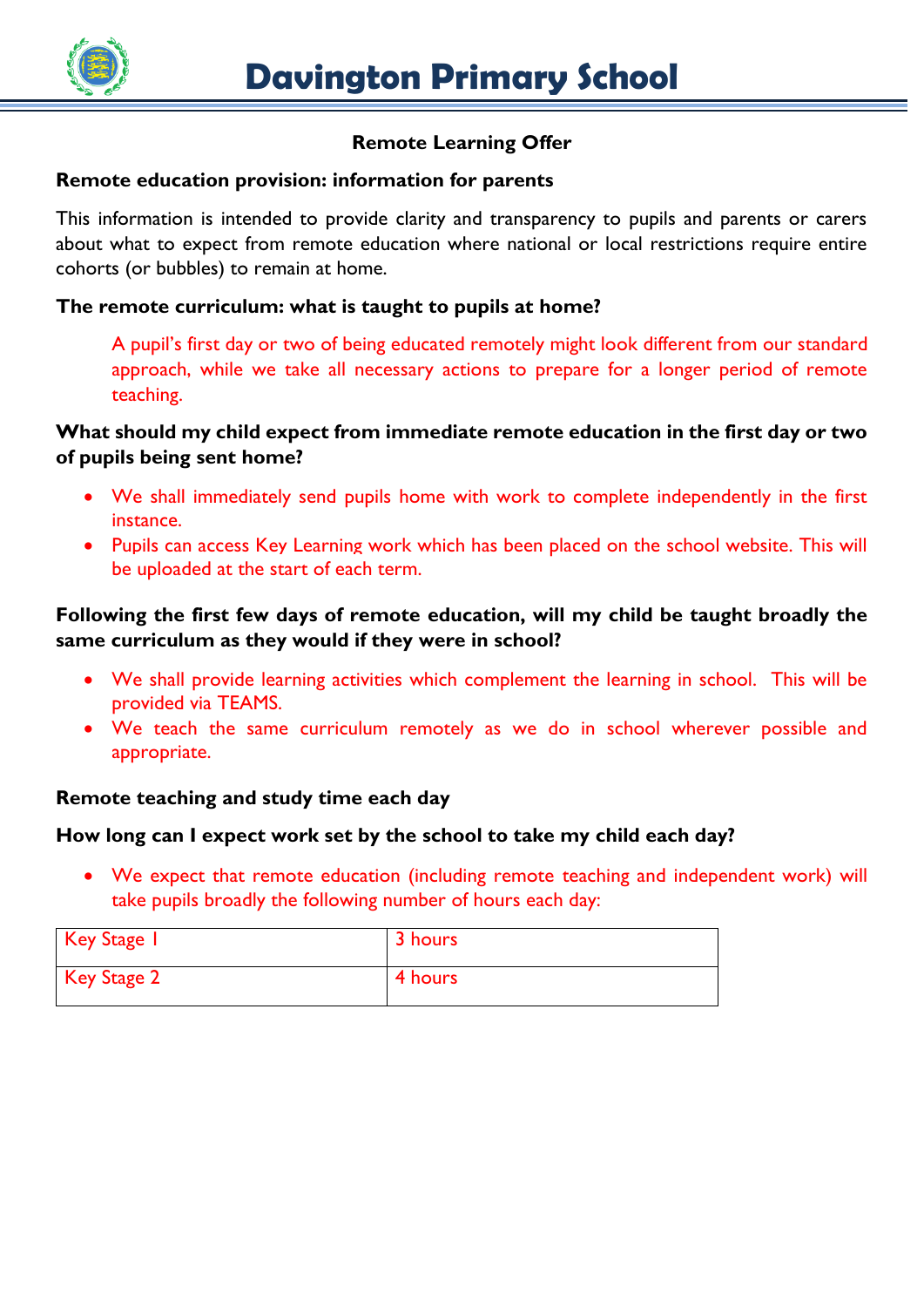# Davington Primary School

## Remote Learning Offer

**Remote education provision: information for parents**

This information is intended to provide clarity and transparency to pupils and parents or carers about what to expect from remote education where national or local restrictions require entire cohorts (or bubbles) to remain at home.

**The remote curriculum: what is taught to pupils at home?**

A pupil's first day or two of being educated remotely might look different from our standard approach, while we take all necessary actions to prepare for a longer period of remote teaching.

**What should my child expect from immediate remote education in the first day or two of pupils being sent home?**

- We shall immediately send pupils home with work to complete independently in the first instance.
- Pupils can access Key Learning work which has been placed on the school website. This will be uploaded at the start of each term.

**Following the first few days of remote education, will my child be taught broadly the same curriculum as they would if they were in school?**

- We shall provide learning activities which complement the learning in school. This will be provided via TEAMS.
- We teach the same curriculum remotely as we do in school wherever possible and appropriate.

**Remote teaching and study time each day**

**How long can I expect work set by the school to take my child each day?**

- We expect that remote education (including remote teaching and independent work) will take pupils broadly the following number of hours each day:

| Key Stage 1 | 3 hours |
|---|---|
| Key Stage 2 | 4 hours |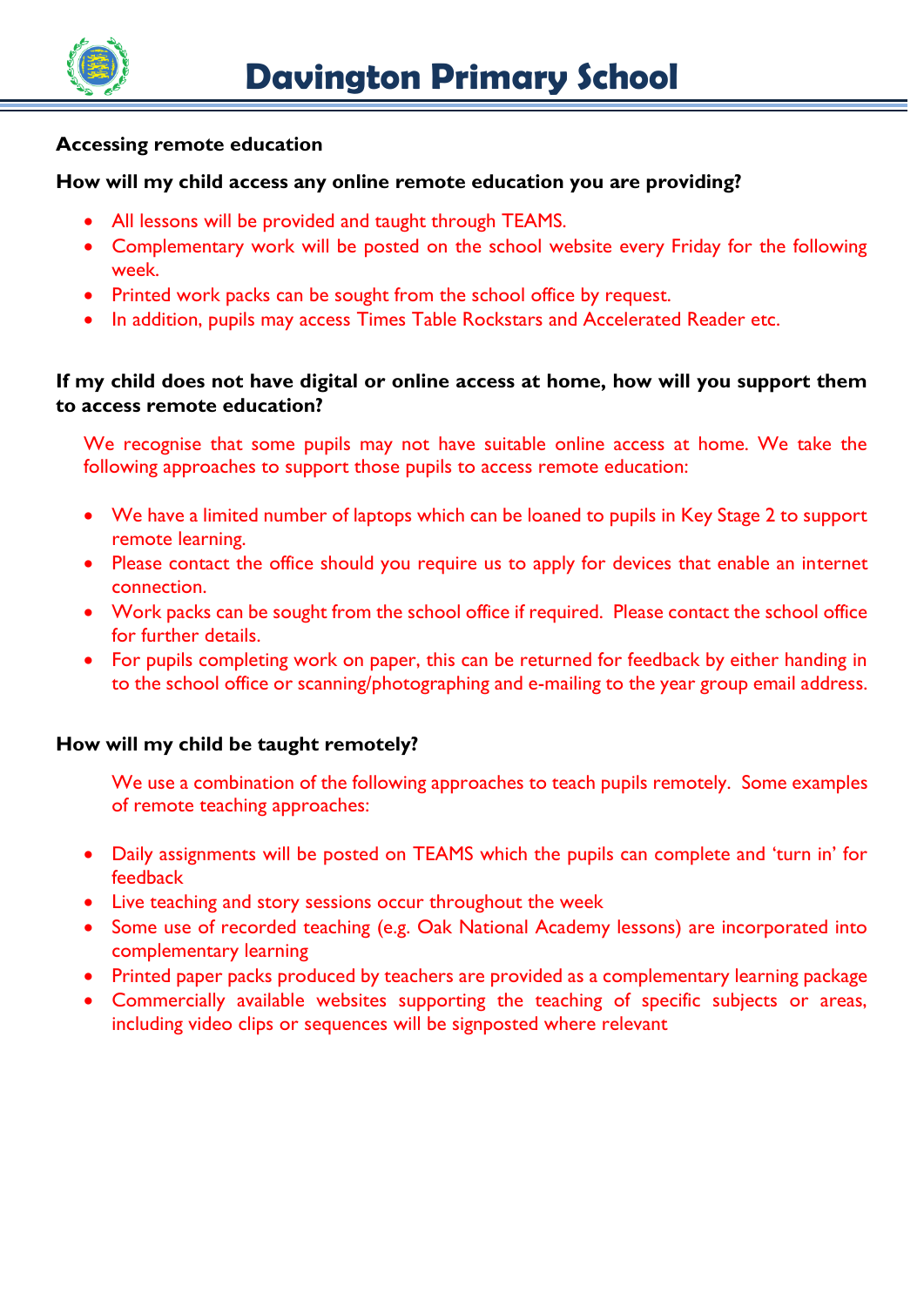# Davington Primary School

**Accessing remote education**

**How will my child access any online remote education you are providing?**

- All lessons will be provided and taught through TEAMS.
- Complementary work will be posted on the school website every Friday for the following week.
- Printed work packs can be sought from the school office by request.
- In addition, pupils may access Times Table Rockstars and Accelerated Reader etc.

**If my child does not have digital or online access at home, how will you support them to access remote education?**

We recognise that some pupils may not have suitable online access at home. We take the following approaches to support those pupils to access remote education:

- We have a limited number of laptops which can be loaned to pupils in Key Stage 2 to support remote learning.
- Please contact the office should you require us to apply for devices that enable an internet connection.
- Work packs can be sought from the school office if required. Please contact the school office for further details.
- For pupils completing work on paper, this can be returned for feedback by either handing in to the school office or scanning/photographing and e-mailing to the year group email address.

**How will my child be taught remotely?**

We use a combination of the following approaches to teach pupils remotely. Some examples of remote teaching approaches:

- Daily assignments will be posted on TEAMS which the pupils can complete and 'turn in' for feedback
- Live teaching and story sessions occur throughout the week
- Some use of recorded teaching (e.g. Oak National Academy lessons) are incorporated into complementary learning
- Printed paper packs produced by teachers are provided as a complementary learning package
- Commercially available websites supporting the teaching of specific subjects or areas, including video clips or sequences will be signposted where relevant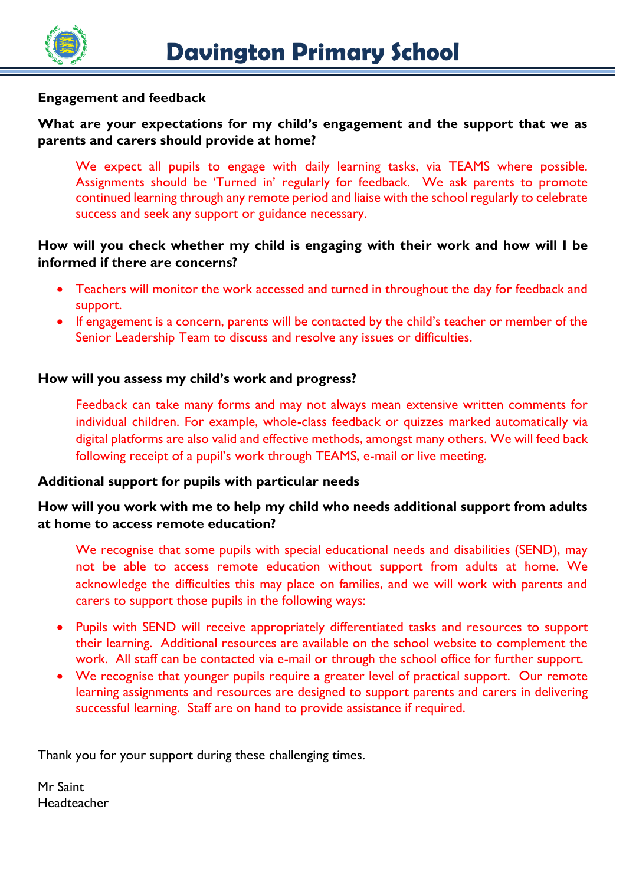# Davington Primary School

**Engagement and feedback**

**What are your expectations for my child's engagement and the support that we as parents and carers should provide at home?**

We expect all pupils to engage with daily learning tasks, via TEAMS where possible. Assignments should be 'Turned in' regularly for feedback. We ask parents to promote continued learning through any remote period and liaise with the school regularly to celebrate success and seek any support or guidance necessary.

**How will you check whether my child is engaging with their work and how will I be informed if there are concerns?**

- Teachers will monitor the work accessed and turned in throughout the day for feedback and support.
- If engagement is a concern, parents will be contacted by the child's teacher or member of the Senior Leadership Team to discuss and resolve any issues or difficulties.

**How will you assess my child's work and progress?**

Feedback can take many forms and may not always mean extensive written comments for individual children. For example, whole-class feedback or quizzes marked automatically via digital platforms are also valid and effective methods, amongst many others. We will feed back following receipt of a pupil's work through TEAMS, e-mail or live meeting.

**Additional support for pupils with particular needs**

**How will you work with me to help my child who needs additional support from adults at home to access remote education?**

We recognise that some pupils with special educational needs and disabilities (SEND), may not be able to access remote education without support from adults at home. We acknowledge the difficulties this may place on families, and we will work with parents and carers to support those pupils in the following ways:

- Pupils with SEND will receive appropriately differentiated tasks and resources to support their learning. Additional resources are available on the school website to complement the work. All staff can be contacted via e-mail or through the school office for further support.
- We recognise that younger pupils require a greater level of practical support. Our remote learning assignments and resources are designed to support parents and carers in delivering successful learning. Staff are on hand to provide assistance if required.

Thank you for your support during these challenging times.

Mr Saint
Headteacher